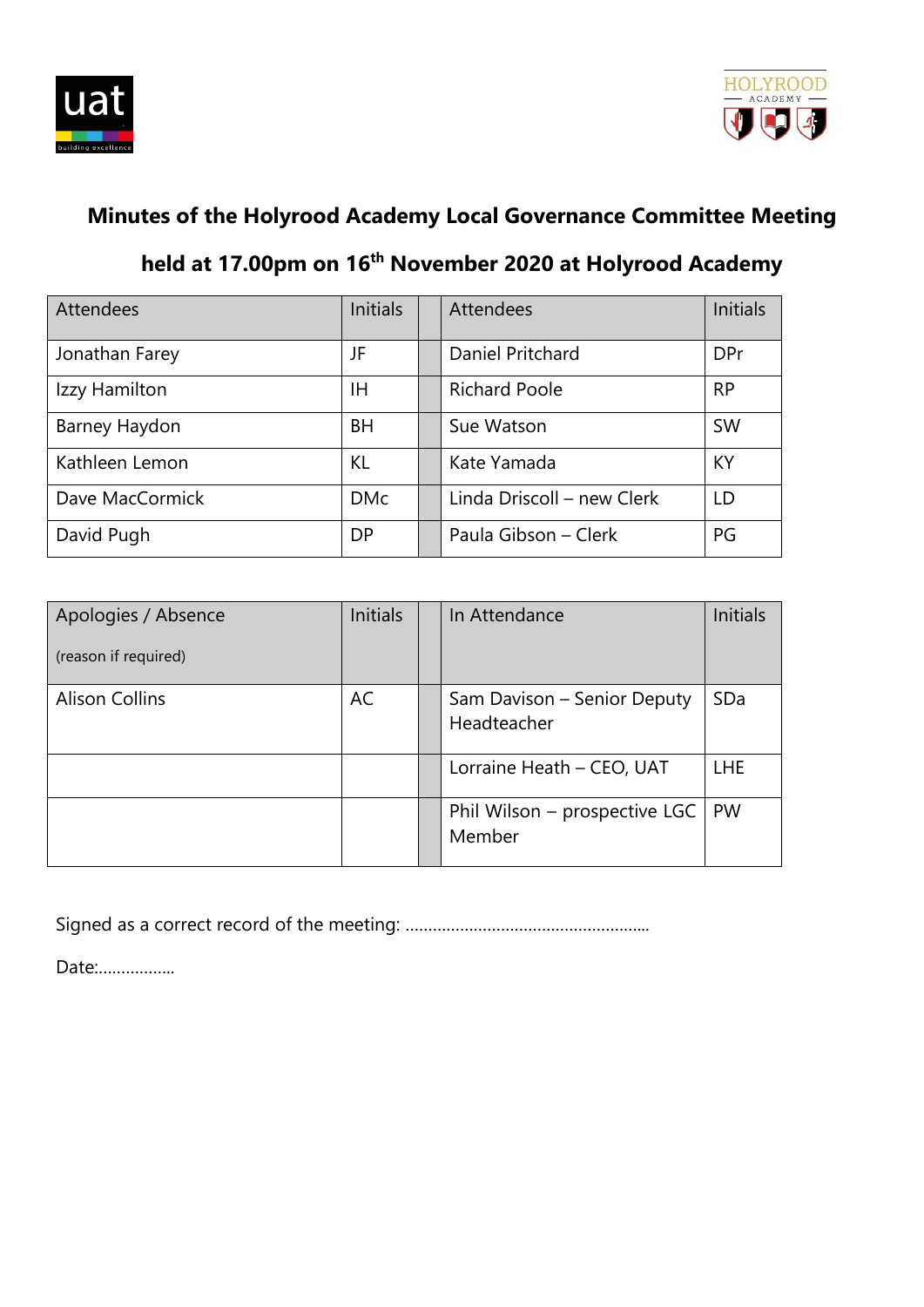# Minutes of the Holyrood Academy Local Governance Committee Meeting

## held at 17.00pm on 16th November 2020 at Holyrood Academy

| Attendees | Initials | | Attendees | Initials |
|---|---|---|---|---|
| Jonathan Farey | JF | | Daniel Pritchard | DPr |
| Izzy Hamilton | IH | | Richard Poole | RP |
| Barney Haydon | BH | | Sue Watson | SW |
| Kathleen Lemon | KL | | Kate Yamada | KY |
| Dave MacCormick | DMc | | Linda Driscoll – new Clerk | LD |
| David Pugh | DP | | Paula Gibson – Clerk | PG |

| Apologies / Absence (reason if required) | Initials | | In Attendance | Initials |
|---|---|---|---|---|
| Alison Collins | AC | | Sam Davison – Senior Deputy Headteacher | SDa |
| | | | Lorraine Heath – CEO, UAT | LHE |
| | | | Phil Wilson – prospective LGC Member | PW |

Signed as a correct record of the meeting: ……………………………………………..

Date:……………..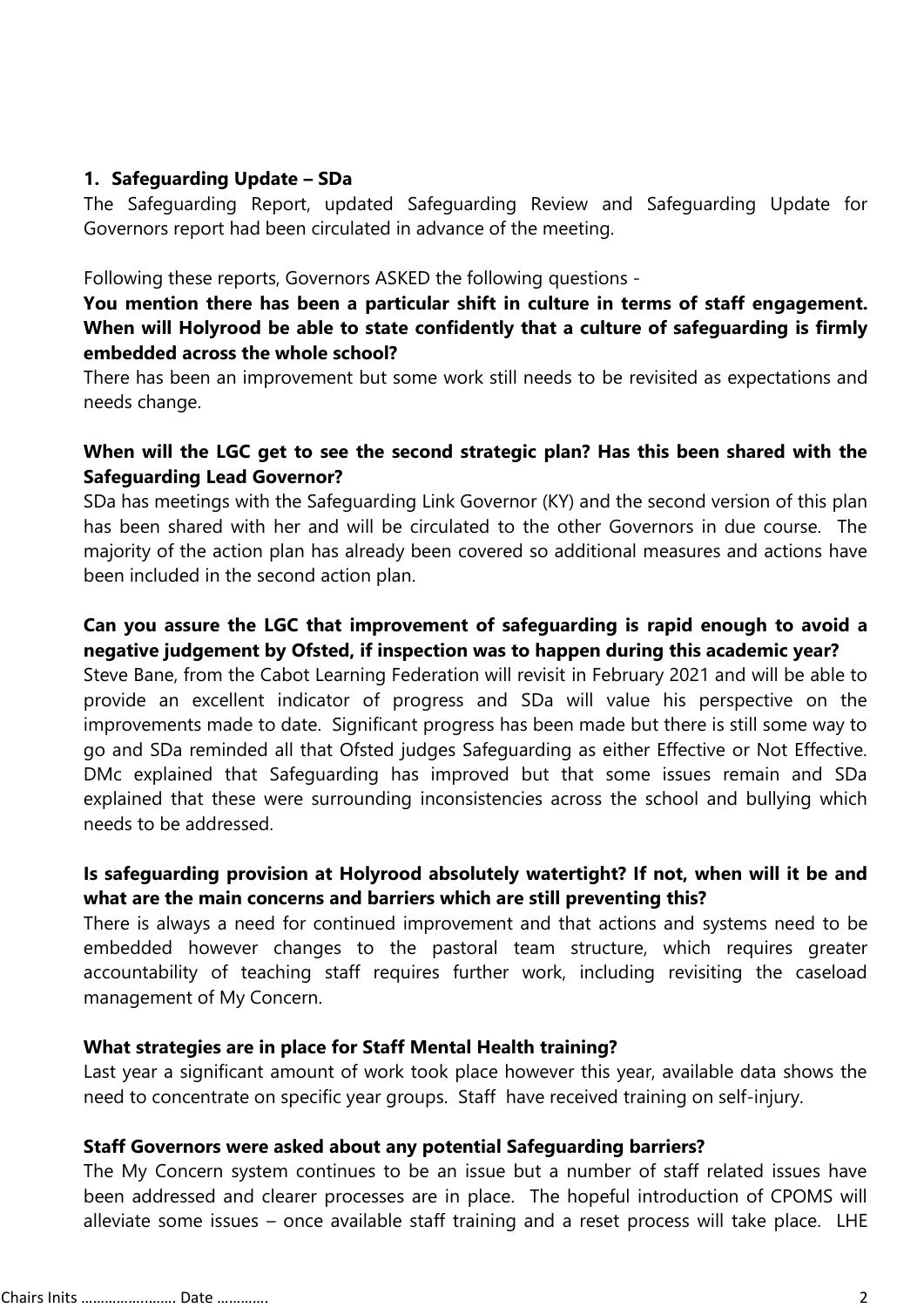## 1. Safeguarding Update – SDa

The Safeguarding Report, updated Safeguarding Review and Safeguarding Update for Governors report had been circulated in advance of the meeting.

Following these reports, Governors ASKED the following questions -

**You mention there has been a particular shift in culture in terms of staff engagement. When will Holyrood be able to state confidently that a culture of safeguarding is firmly embedded across the whole school?**

There has been an improvement but some work still needs to be revisited as expectations and needs change.

**When will the LGC get to see the second strategic plan? Has this been shared with the Safeguarding Lead Governor?**

SDa has meetings with the Safeguarding Link Governor (KY) and the second version of this plan has been shared with her and will be circulated to the other Governors in due course. The majority of the action plan has already been covered so additional measures and actions have been included in the second action plan.

**Can you assure the LGC that improvement of safeguarding is rapid enough to avoid a negative judgement by Ofsted, if inspection was to happen during this academic year?**

Steve Bane, from the Cabot Learning Federation will revisit in February 2021 and will be able to provide an excellent indicator of progress and SDa will value his perspective on the improvements made to date. Significant progress has been made but there is still some way to go and SDa reminded all that Ofsted judges Safeguarding as either Effective or Not Effective. DMc explained that Safeguarding has improved but that some issues remain and SDa explained that these were surrounding inconsistencies across the school and bullying which needs to be addressed.

**Is safeguarding provision at Holyrood absolutely watertight? If not, when will it be and what are the main concerns and barriers which are still preventing this?**

There is always a need for continued improvement and that actions and systems need to be embedded however changes to the pastoral team structure, which requires greater accountability of teaching staff requires further work, including revisiting the caseload management of My Concern.

**What strategies are in place for Staff Mental Health training?**

Last year a significant amount of work took place however this year, available data shows the need to concentrate on specific year groups. Staff have received training on self-injury.

**Staff Governors were asked about any potential Safeguarding barriers?**

The My Concern system continues to be an issue but a number of staff related issues have been addressed and clearer processes are in place. The hopeful introduction of CPOMS will alleviate some issues – once available staff training and a reset process will take place. LHE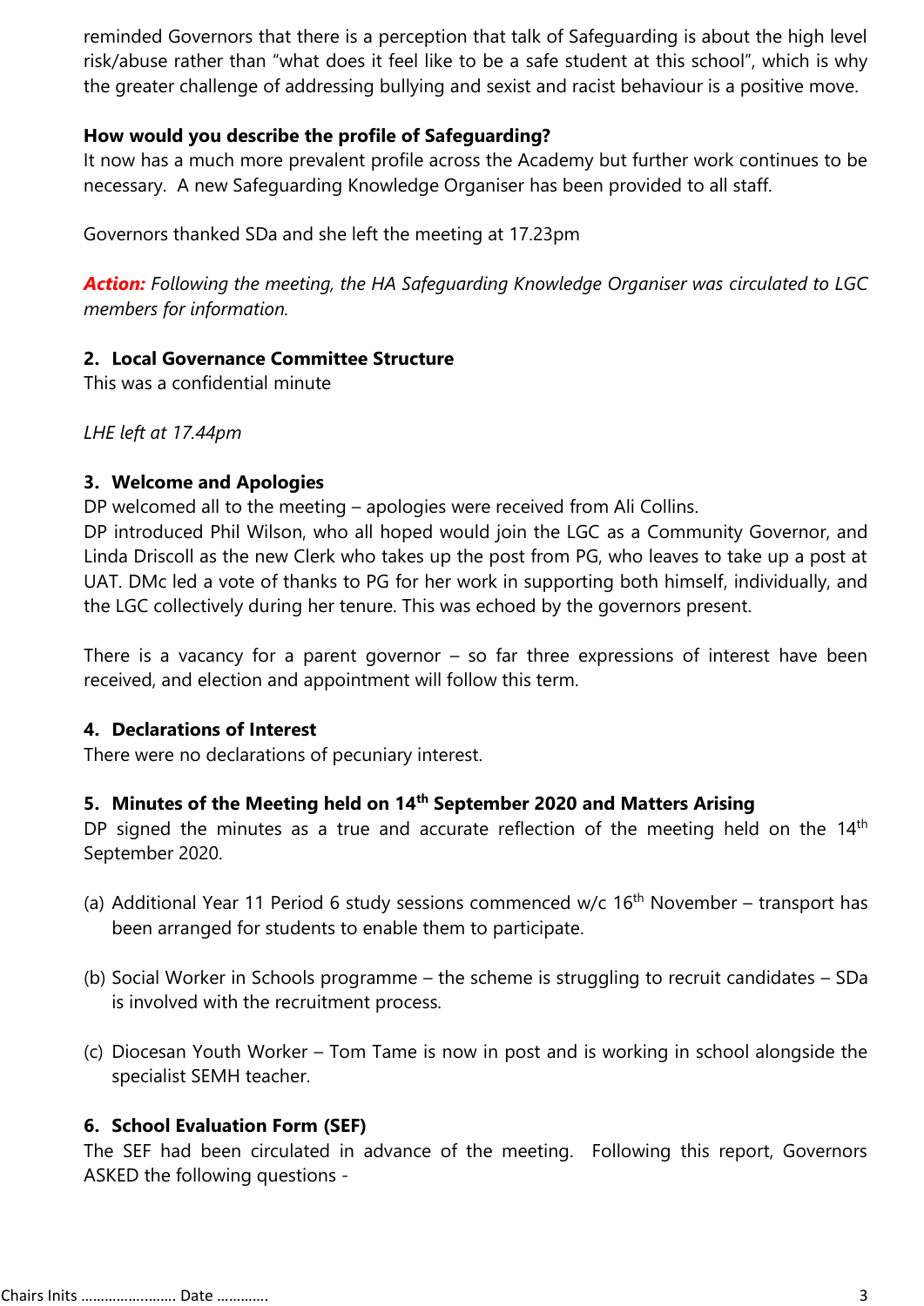reminded Governors that there is a perception that talk of Safeguarding is about the high level risk/abuse rather than "what does it feel like to be a safe student at this school", which is why the greater challenge of addressing bullying and sexist and racist behaviour is a positive move.

**How would you describe the profile of Safeguarding?**
It now has a much more prevalent profile across the Academy but further work continues to be necessary. A new Safeguarding Knowledge Organiser has been provided to all staff.

Governors thanked SDa and she left the meeting at 17.23pm

***Action:*** *Following the meeting, the HA Safeguarding Knowledge Organiser was circulated to LGC members for information.*

## 2. Local Governance Committee Structure

This was a confidential minute

*LHE left at 17.44pm*

## 3. Welcome and Apologies

DP welcomed all to the meeting – apologies were received from Ali Collins.
DP introduced Phil Wilson, who all hoped would join the LGC as a Community Governor, and Linda Driscoll as the new Clerk who takes up the post from PG, who leaves to take up a post at UAT. DMc led a vote of thanks to PG for her work in supporting both himself, individually, and the LGC collectively during her tenure. This was echoed by the governors present.

There is a vacancy for a parent governor – so far three expressions of interest have been received, and election and appointment will follow this term.

## 4. Declarations of Interest

There were no declarations of pecuniary interest.

## 5. Minutes of the Meeting held on 14th September 2020 and Matters Arising

DP signed the minutes as a true and accurate reflection of the meeting held on the 14th September 2020.

(a) Additional Year 11 Period 6 study sessions commenced w/c 16th November – transport has been arranged for students to enable them to participate.

(b) Social Worker in Schools programme – the scheme is struggling to recruit candidates – SDa is involved with the recruitment process.

(c) Diocesan Youth Worker – Tom Tame is now in post and is working in school alongside the specialist SEMH teacher.

## 6. School Evaluation Form (SEF)

The SEF had been circulated in advance of the meeting. Following this report, Governors ASKED the following questions -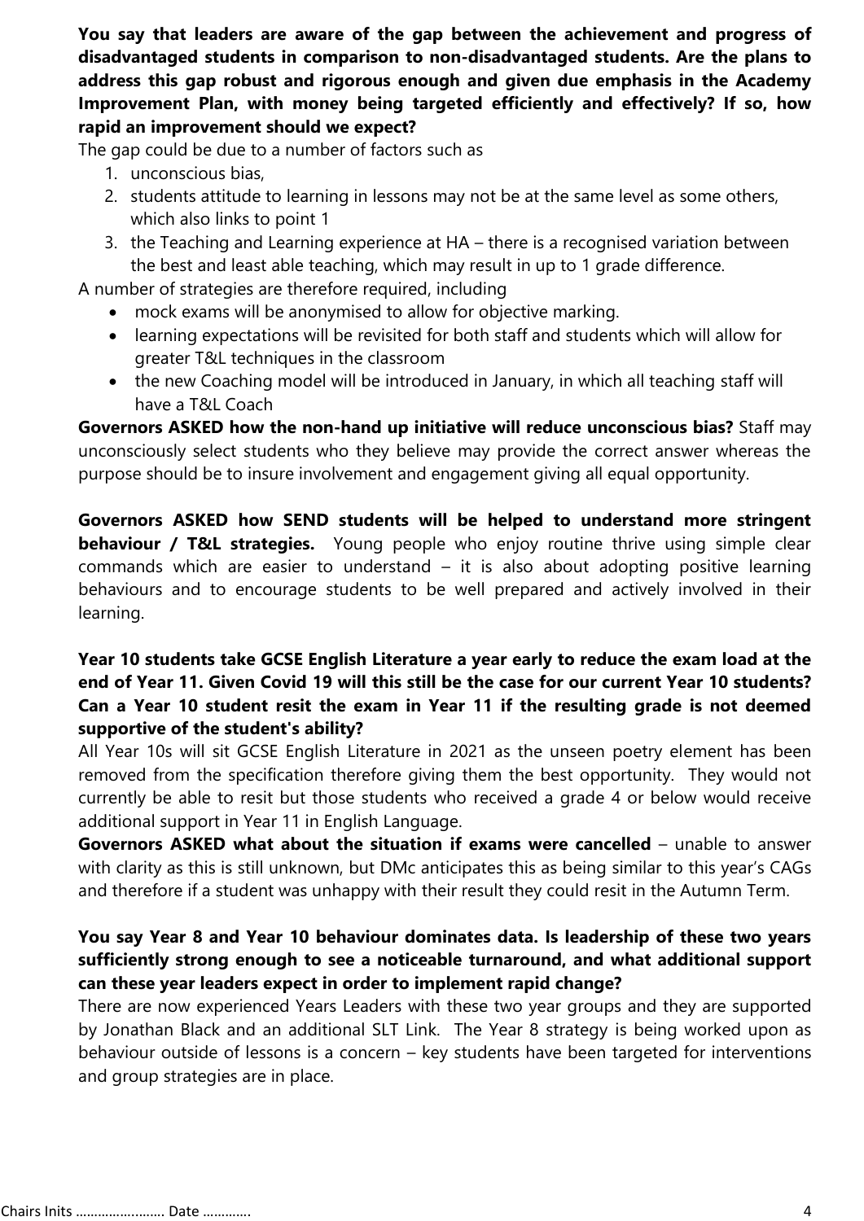**You say that leaders are aware of the gap between the achievement and progress of disadvantaged students in comparison to non-disadvantaged students. Are the plans to address this gap robust and rigorous enough and given due emphasis in the Academy Improvement Plan, with money being targeted efficiently and effectively? If so, how rapid an improvement should we expect?**

The gap could be due to a number of factors such as

1. unconscious bias,
2. students attitude to learning in lessons may not be at the same level as some others, which also links to point 1
3. the Teaching and Learning experience at HA – there is a recognised variation between the best and least able teaching, which may result in up to 1 grade difference.

A number of strategies are therefore required, including

- mock exams will be anonymised to allow for objective marking.
- learning expectations will be revisited for both staff and students which will allow for greater T&L techniques in the classroom
- the new Coaching model will be introduced in January, in which all teaching staff will have a T&L Coach

**Governors ASKED how the non-hand up initiative will reduce unconscious bias?** Staff may unconsciously select students who they believe may provide the correct answer whereas the purpose should be to insure involvement and engagement giving all equal opportunity.

**Governors ASKED how SEND students will be helped to understand more stringent behaviour / T&L strategies.** Young people who enjoy routine thrive using simple clear commands which are easier to understand – it is also about adopting positive learning behaviours and to encourage students to be well prepared and actively involved in their learning.

**Year 10 students take GCSE English Literature a year early to reduce the exam load at the end of Year 11. Given Covid 19 will this still be the case for our current Year 10 students? Can a Year 10 student resit the exam in Year 11 if the resulting grade is not deemed supportive of the student's ability?**

All Year 10s will sit GCSE English Literature in 2021 as the unseen poetry element has been removed from the specification therefore giving them the best opportunity. They would not currently be able to resit but those students who received a grade 4 or below would receive additional support in Year 11 in English Language.

**Governors ASKED what about the situation if exams were cancelled** – unable to answer with clarity as this is still unknown, but DMc anticipates this as being similar to this year's CAGs and therefore if a student was unhappy with their result they could resit in the Autumn Term.

**You say Year 8 and Year 10 behaviour dominates data. Is leadership of these two years sufficiently strong enough to see a noticeable turnaround, and what additional support can these year leaders expect in order to implement rapid change?**

There are now experienced Years Leaders with these two year groups and they are supported by Jonathan Black and an additional SLT Link. The Year 8 strategy is being worked upon as behaviour outside of lessons is a concern – key students have been targeted for interventions and group strategies are in place.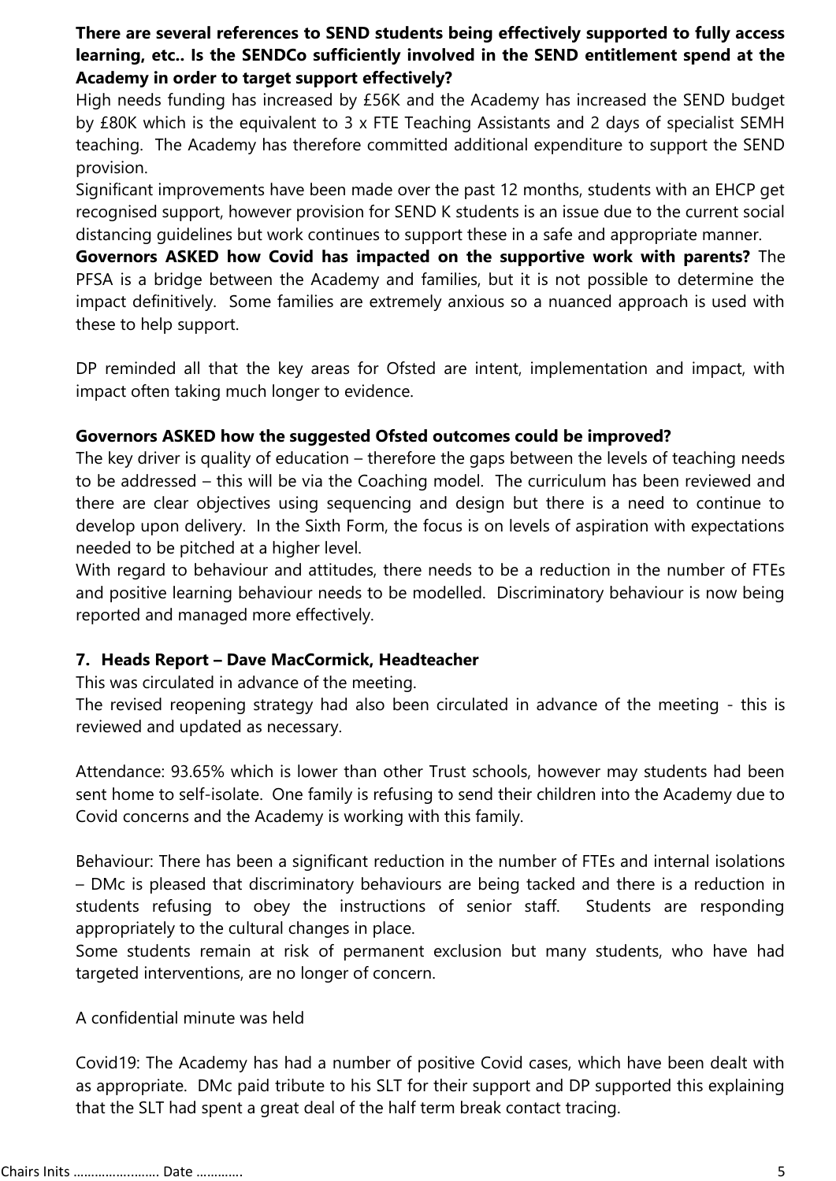**There are several references to SEND students being effectively supported to fully access learning, etc.. Is the SENDCo sufficiently involved in the SEND entitlement spend at the Academy in order to target support effectively?**
High needs funding has increased by £56K and the Academy has increased the SEND budget by £80K which is the equivalent to 3 x FTE Teaching Assistants and 2 days of specialist SEMH teaching. The Academy has therefore committed additional expenditure to support the SEND provision.
Significant improvements have been made over the past 12 months, students with an EHCP get recognised support, however provision for SEND K students is an issue due to the current social distancing guidelines but work continues to support these in a safe and appropriate manner.
**Governors ASKED how Covid has impacted on the supportive work with parents?** The PFSA is a bridge between the Academy and families, but it is not possible to determine the impact definitively. Some families are extremely anxious so a nuanced approach is used with these to help support.

DP reminded all that the key areas for Ofsted are intent, implementation and impact, with impact often taking much longer to evidence.

**Governors ASKED how the suggested Ofsted outcomes could be improved?**
The key driver is quality of education – therefore the gaps between the levels of teaching needs to be addressed – this will be via the Coaching model. The curriculum has been reviewed and there are clear objectives using sequencing and design but there is a need to continue to develop upon delivery. In the Sixth Form, the focus is on levels of aspiration with expectations needed to be pitched at a higher level.
With regard to behaviour and attitudes, there needs to be a reduction in the number of FTEs and positive learning behaviour needs to be modelled. Discriminatory behaviour is now being reported and managed more effectively.

## 7. Heads Report – Dave MacCormick, Headteacher

This was circulated in advance of the meeting.
The revised reopening strategy had also been circulated in advance of the meeting - this is reviewed and updated as necessary.

Attendance: 93.65% which is lower than other Trust schools, however may students had been sent home to self-isolate. One family is refusing to send their children into the Academy due to Covid concerns and the Academy is working with this family.

Behaviour: There has been a significant reduction in the number of FTEs and internal isolations – DMc is pleased that discriminatory behaviours are being tacked and there is a reduction in students refusing to obey the instructions of senior staff. Students are responding appropriately to the cultural changes in place.
Some students remain at risk of permanent exclusion but many students, who have had targeted interventions, are no longer of concern.

A confidential minute was held

Covid19: The Academy has had a number of positive Covid cases, which have been dealt with as appropriate. DMc paid tribute to his SLT for their support and DP supported this explaining that the SLT had spent a great deal of the half term break contact tracing.

Chairs Inits …………………… Date ………….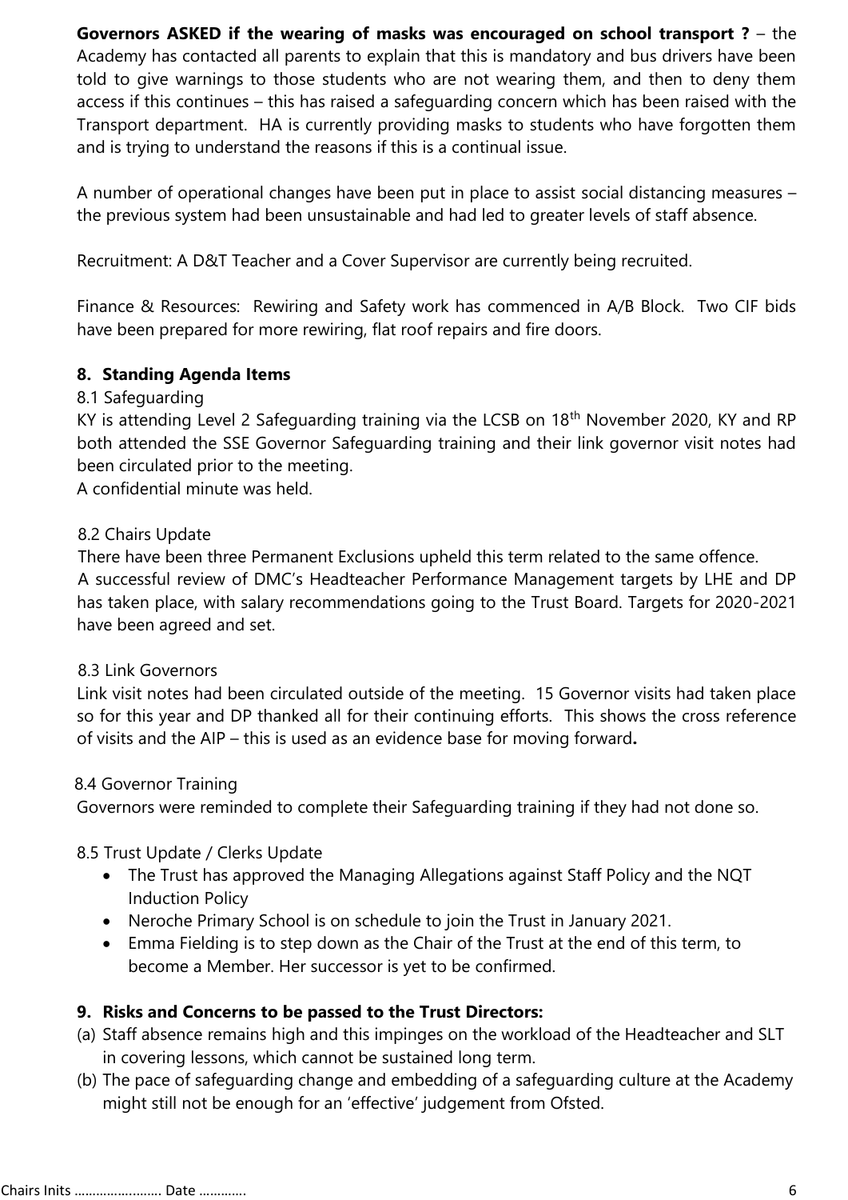**Governors ASKED if the wearing of masks was encouraged on school transport ?** – the Academy has contacted all parents to explain that this is mandatory and bus drivers have been told to give warnings to those students who are not wearing them, and then to deny them access if this continues – this has raised a safeguarding concern which has been raised with the Transport department. HA is currently providing masks to students who have forgotten them and is trying to understand the reasons if this is a continual issue.

A number of operational changes have been put in place to assist social distancing measures – the previous system had been unsustainable and had led to greater levels of staff absence.

Recruitment: A D&T Teacher and a Cover Supervisor are currently being recruited.

Finance & Resources: Rewiring and Safety work has commenced in A/B Block. Two CIF bids have been prepared for more rewiring, flat roof repairs and fire doors.

## 8. Standing Agenda Items

8.1 Safeguarding

KY is attending Level 2 Safeguarding training via the LCSB on 18th November 2020, KY and RP both attended the SSE Governor Safeguarding training and their link governor visit notes had been circulated prior to the meeting.
A confidential minute was held.

8.2 Chairs Update

There have been three Permanent Exclusions upheld this term related to the same offence.
A successful review of DMC's Headteacher Performance Management targets by LHE and DP has taken place, with salary recommendations going to the Trust Board. Targets for 2020-2021 have been agreed and set.

8.3 Link Governors

Link visit notes had been circulated outside of the meeting. 15 Governor visits had taken place so for this year and DP thanked all for their continuing efforts. This shows the cross reference of visits and the AIP – this is used as an evidence base for moving forward**.**

8.4 Governor Training

Governors were reminded to complete their Safeguarding training if they had not done so.

8.5 Trust Update / Clerks Update

- The Trust has approved the Managing Allegations against Staff Policy and the NQT Induction Policy
- Neroche Primary School is on schedule to join the Trust in January 2021.
- Emma Fielding is to step down as the Chair of the Trust at the end of this term, to become a Member. Her successor is yet to be confirmed.

## 9. Risks and Concerns to be passed to the Trust Directors:

(a) Staff absence remains high and this impinges on the workload of the Headteacher and SLT in covering lessons, which cannot be sustained long term.

(b) The pace of safeguarding change and embedding of a safeguarding culture at the Academy might still not be enough for an 'effective' judgement from Ofsted.

Chairs Inits …………………… Date ………….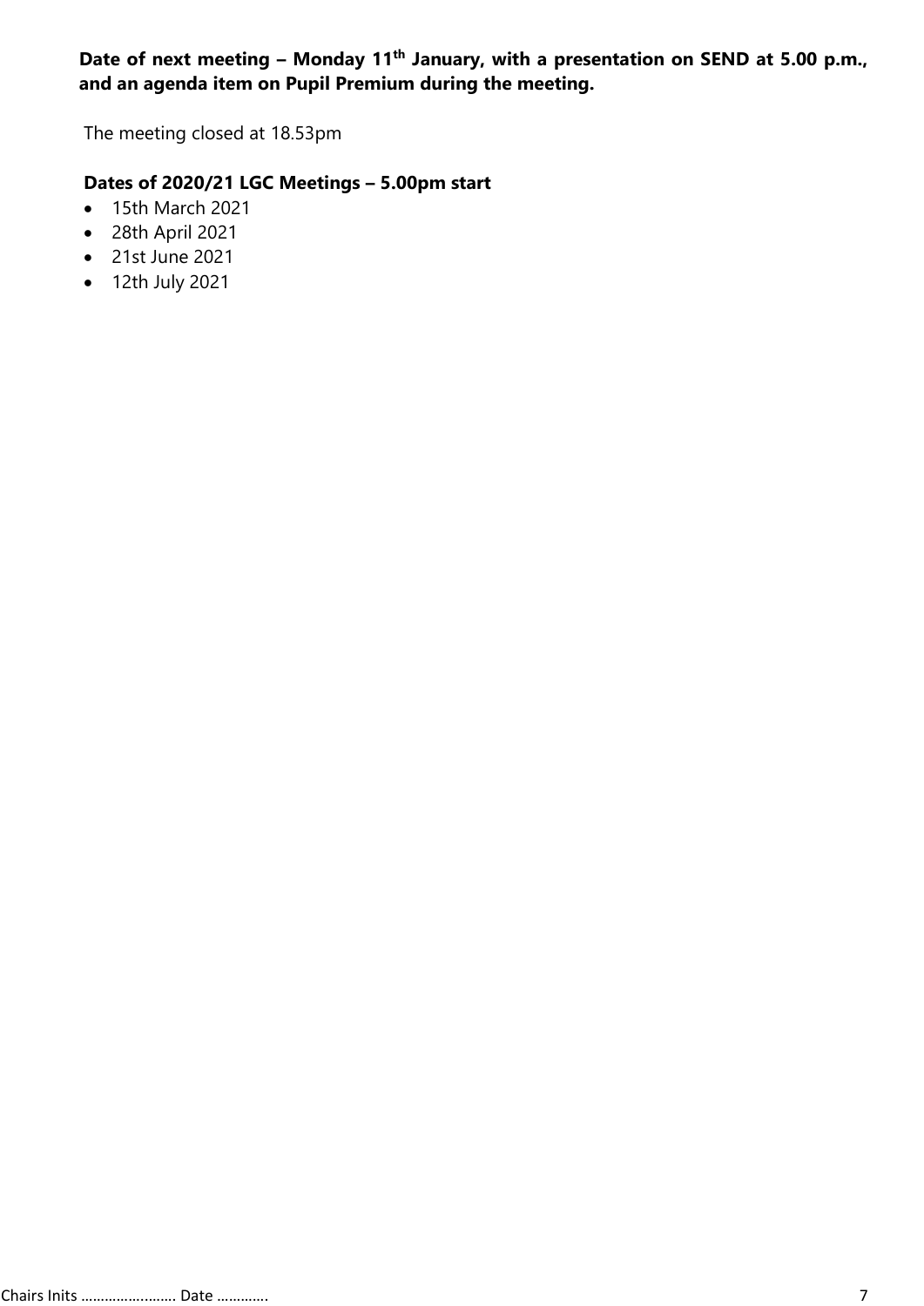**Date of next meeting – Monday 11th January, with a presentation on SEND at 5.00 p.m., and an agenda item on Pupil Premium during the meeting.**

The meeting closed at 18.53pm

**Dates of 2020/21 LGC Meetings – 5.00pm start**

- 15th March 2021
- 28th April 2021
- 21st June 2021
- 12th July 2021

Chairs Inits …………………… Date ………….